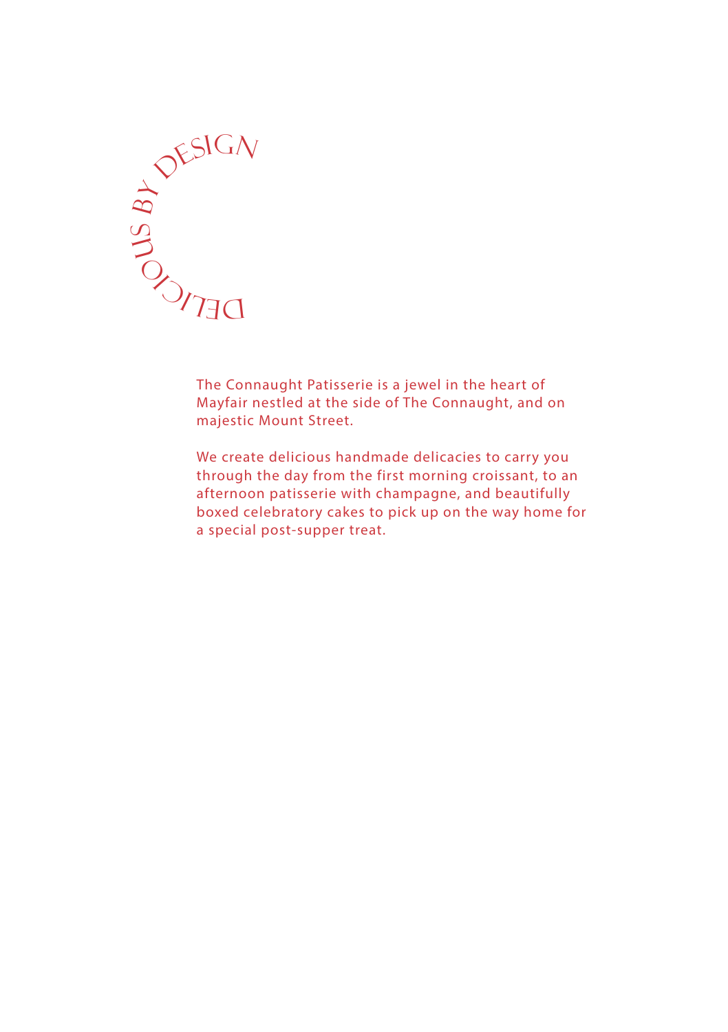# Delicious by Design

The Connaught Patisserie is a jewel in the heart of Mayfair nestled at the side of The Connaught, and on majestic Mount Street.

We create delicious handmade delicacies to carry you through the day from the first morning croissant, to an afternoon patisserie with champagne, and beautifully boxed celebratory cakes to pick up on the way home for a special post-supper treat.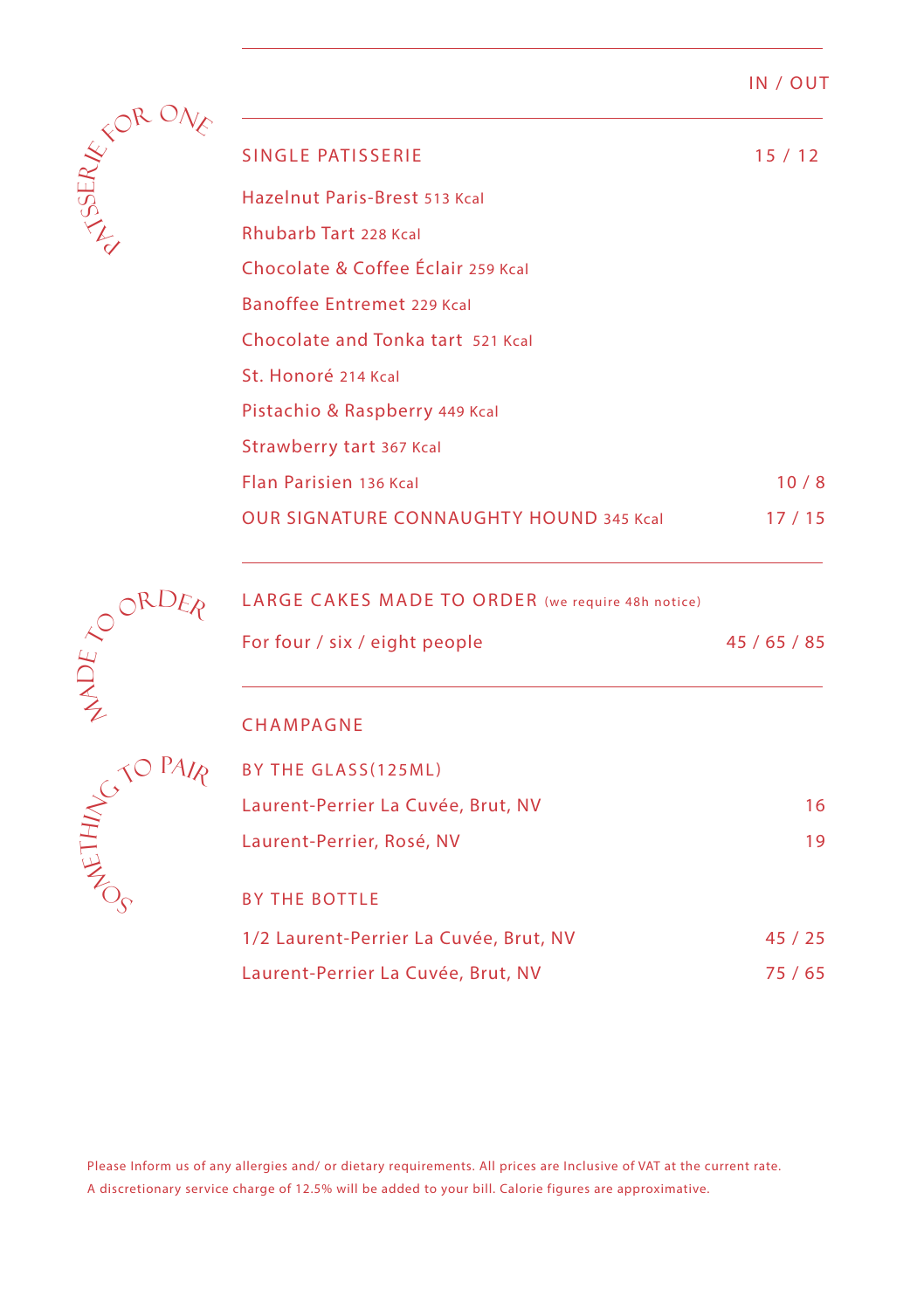IN / OUT

*PATISSERIE FOR ONE*

## SINGLE PATISSERIE — 15 / 12

| Item | Price |
|---|---|
| Hazelnut Paris-Brest 513 Kcal | |
| Rhubarb Tart 228 Kcal | |
| Chocolate & Coffee Éclair 259 Kcal | |
| Banoffee Entremet 229 Kcal | |
| Chocolate and Tonka tart 521 Kcal | |
| St. Honoré 214 Kcal | |
| Pistachio & Raspberry 449 Kcal | |
| Strawberry tart 367 Kcal | |
| Flan Parisien 136 Kcal | 10 / 8 |
| OUR SIGNATURE CONNAUGHTY HOUND 345 Kcal | 17 / 15 |

*MADE TO ORDER*

## LARGE CAKES MADE TO ORDER (we require 48h notice)

| Item | Price |
|---|---|
| For four / six / eight people | 45 / 65 / 85 |

*SOMETHING TO PAIR*

## CHAMPAGNE

### BY THE GLASS(125ML)

| Item | Price |
|---|---|
| Laurent-Perrier La Cuvée, Brut, NV | 16 |
| Laurent-Perrier, Rosé, NV | 19 |

### BY THE BOTTLE

| Item | Price |
|---|---|
| 1/2 Laurent-Perrier La Cuvée, Brut, NV | 45 / 25 |
| Laurent-Perrier La Cuvée, Brut, NV | 75 / 65 |

Please Inform us of any allergies and/ or dietary requirements. All prices are Inclusive of VAT at the current rate.
A discretionary service charge of 12.5% will be added to your bill. Calorie figures are approximative.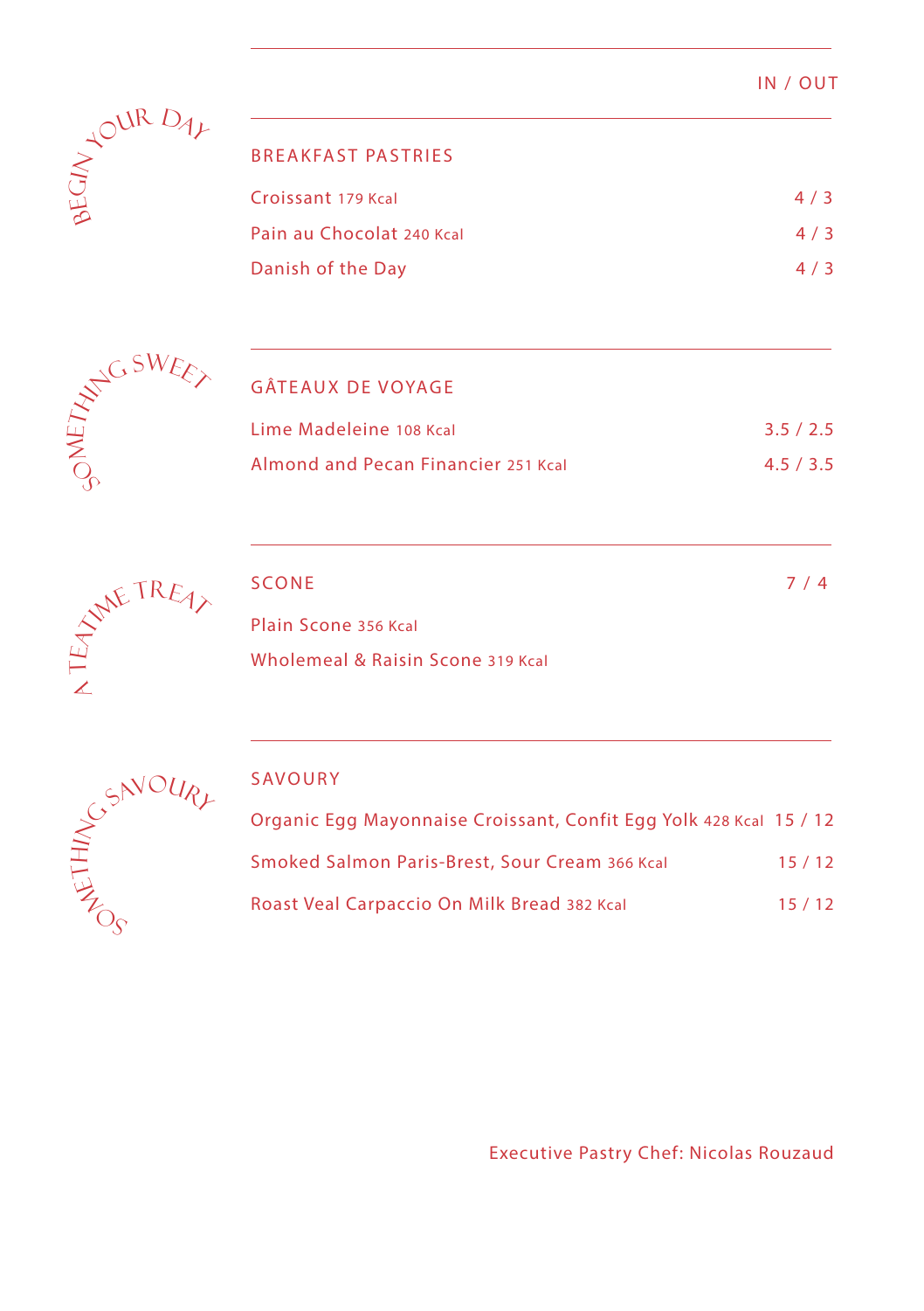| | IN / OUT |
|---|---|

*Begin Your Day*

## BREAKFAST PASTRIES

| | |
|---|---|
| Croissant 179 Kcal | 4 / 3 |
| Pain au Chocolat 240 Kcal | 4 / 3 |
| Danish of the Day | 4 / 3 |

*Something Sweet*

## GÂTEAUX DE VOYAGE

| | |
|---|---|
| Lime Madeleine 108 Kcal | 3.5 / 2.5 |
| Almond and Pecan Financier 251 Kcal | 4.5 / 3.5 |

*A Teatime Treat*

## SCONE — 7 / 4

Plain Scone 356 Kcal

Wholemeal & Raisin Scone 319 Kcal

*Something Savoury*

## SAVOURY

| | |
|---|---|
| Organic Egg Mayonnaise Croissant, Confit Egg Yolk 428 Kcal | 15 / 12 |
| Smoked Salmon Paris-Brest, Sour Cream 366 Kcal | 15 / 12 |
| Roast Veal Carpaccio On Milk Bread 382 Kcal | 15 / 12 |

Executive Pastry Chef: Nicolas Rouzaud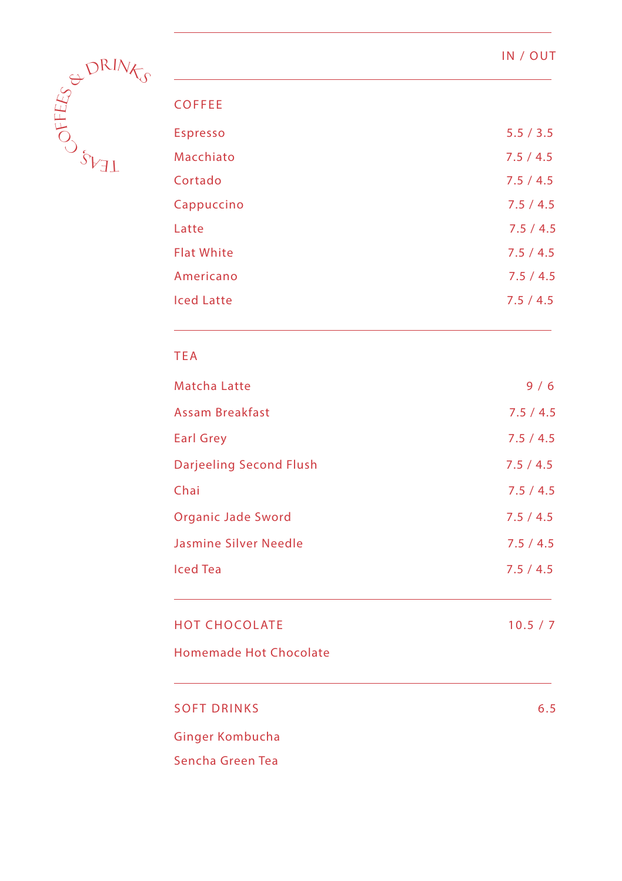# TEAS, COFFEES & DRINKS

| | IN / OUT |
|---|---|

## COFFEE

| | |
|---|---|
| Espresso | 5.5 / 3.5 |
| Macchiato | 7.5 / 4.5 |
| Cortado | 7.5 / 4.5 |
| Cappuccino | 7.5 / 4.5 |
| Latte | 7.5 / 4.5 |
| Flat White | 7.5 / 4.5 |
| Americano | 7.5 / 4.5 |
| Iced Latte | 7.5 / 4.5 |

## TEA

| | |
|---|---|
| Matcha Latte | 9 / 6 |
| Assam Breakfast | 7.5 / 4.5 |
| Earl Grey | 7.5 / 4.5 |
| Darjeeling Second Flush | 7.5 / 4.5 |
| Chai | 7.5 / 4.5 |
| Organic Jade Sword | 7.5 / 4.5 |
| Jasmine Silver Needle | 7.5 / 4.5 |
| Iced Tea | 7.5 / 4.5 |

## HOT CHOCOLATE — 10.5 / 7

Homemade Hot Chocolate

## SOFT DRINKS — 6.5

Ginger Kombucha

Sencha Green Tea